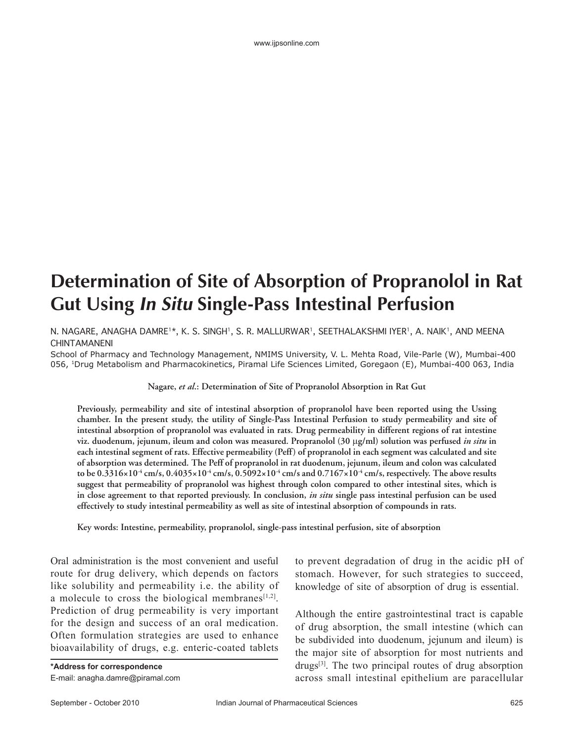# Determination of Site of Absorption of Propranolol in Rat Gut Using *In Situ* Single-Pass Intestinal Perfusion

N. NAGARE, ANAGHA DAMRE[1]*, K. S. SINGH[1], S. R. MALLURWAR[1], SEETHALAKSHMI IYER[1], A. NAIK[1], AND MEENA CHINTAMANENI

School of Pharmacy and Technology Management, NMIMS University, V. L. Mehta Road, Vile-Parle (W), Mumbai-400 056, [1]Drug Metabolism and Pharmacokinetics, Piramal Life Sciences Limited, Goregaon (E), Mumbai-400 063, India

**Nagare, *et al*.: Determination of Site of Propranolol Absorption in Rat Gut**

**Previously, permeability and site of intestinal absorption of propranolol have been reported using the Ussing chamber. In the present study, the utility of Single-Pass Intestinal Perfusion to study permeability and site of intestinal absorption of propranolol was evaluated in rats. Drug permeability in different regions of rat intestine viz. duodenum, jejunum, ileum and colon was measured. Propranolol (30 μg/ml) solution was perfused *in situ* in each intestinal segment of rats. Effective permeability (Peff) of propranolol in each segment was calculated and site of absorption was determined. The Peff of propranolol in rat duodenum, jejunum, ileum and colon was calculated to be $0.3316\times10^{-4}$ cm/s, $0.4035\times10^{-4}$ cm/s, $0.5092\times10^{-4}$ cm/s and $0.7167\times10^{-4}$ cm/s, respectively. The above results suggest that permeability of propranolol was highest through colon compared to other intestinal sites, which is in close agreement to that reported previously. In conclusion, *in situ* single pass intestinal perfusion can be used effectively to study intestinal permeability as well as site of intestinal absorption of compounds in rats.**

**Key words: Intestine, permeability, propranolol, single-pass intestinal perfusion, site of absorption**

Oral administration is the most convenient and useful route for drug delivery, which depends on factors like solubility and permeability i.e. the ability of a molecule to cross the biological membranes[1,2]. Prediction of drug permeability is very important for the design and success of an oral medication. Often formulation strategies are used to enhance bioavailability of drugs, e.g. enteric-coated tablets to prevent degradation of drug in the acidic pH of stomach. However, for such strategies to succeed, knowledge of site of absorption of drug is essential.

Although the entire gastrointestinal tract is capable of drug absorption, the small intestine (which can be subdivided into duodenum, jejunum and ileum) is the major site of absorption for most nutrients and drugs[3]. The two principal routes of drug absorption across small intestinal epithelium are paracellular

*Address for correspondence
E-mail: anagha.damre@piramal.com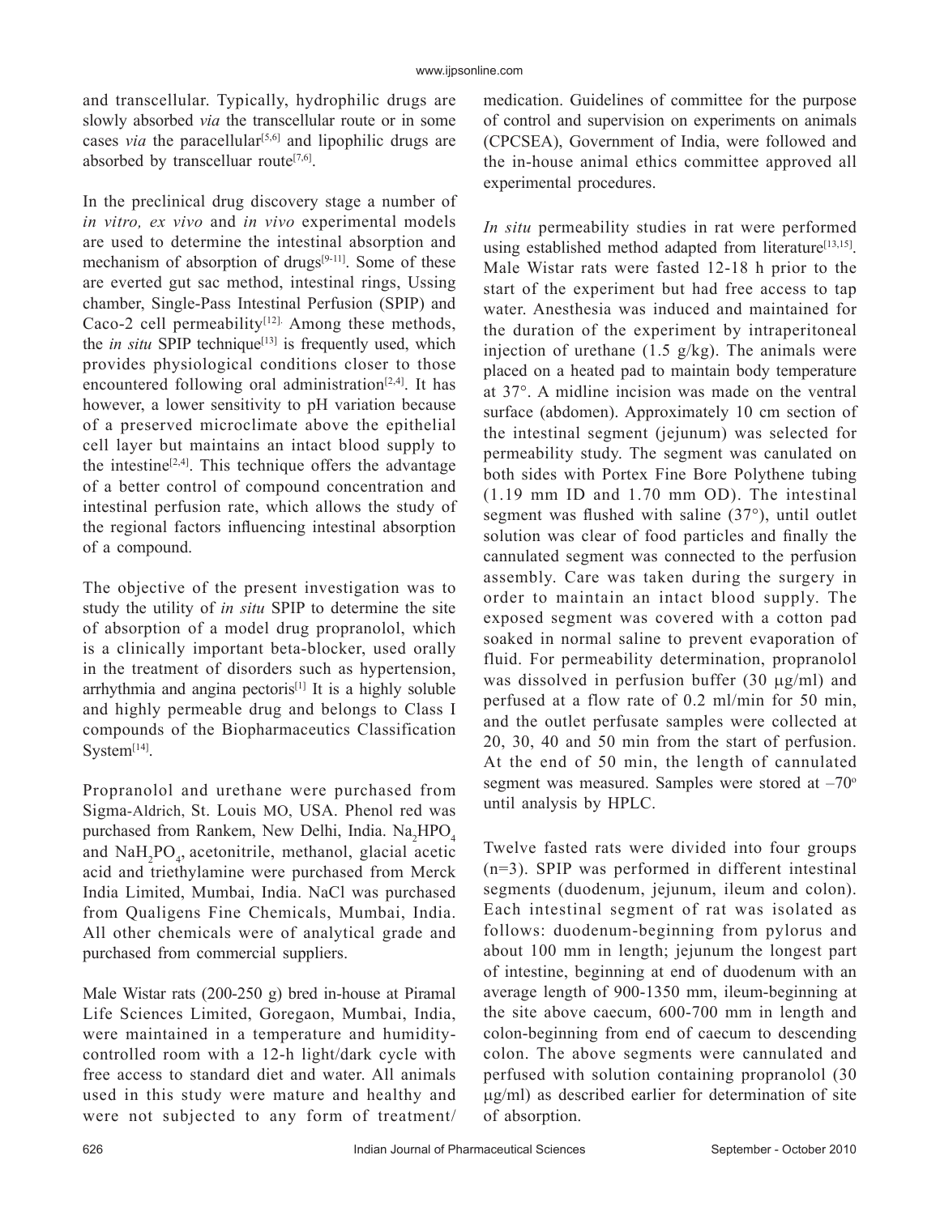and transcellular. Typically, hydrophilic drugs are slowly absorbed *via* the transcellular route or in some cases *via* the paracellular[5,6] and lipophilic drugs are absorbed by transcelluar route[7,6].

In the preclinical drug discovery stage a number of *in vitro, ex vivo* and *in vivo* experimental models are used to determine the intestinal absorption and mechanism of absorption of drugs[9-11]. Some of these are everted gut sac method, intestinal rings, Ussing chamber, Single-Pass Intestinal Perfusion (SPIP) and Caco-2 cell permeability[12]. Among these methods, the *in situ* SPIP technique[13] is frequently used, which provides physiological conditions closer to those encountered following oral administration[2,4]. It has however, a lower sensitivity to pH variation because of a preserved microclimate above the epithelial cell layer but maintains an intact blood supply to the intestine[2,4]. This technique offers the advantage of a better control of compound concentration and intestinal perfusion rate, which allows the study of the regional factors influencing intestinal absorption of a compound.

The objective of the present investigation was to study the utility of *in situ* SPIP to determine the site of absorption of a model drug propranolol, which is a clinically important beta-blocker, used orally in the treatment of disorders such as hypertension, arrhythmia and angina pectoris[1] It is a highly soluble and highly permeable drug and belongs to Class I compounds of the Biopharmaceutics Classification System[14].

Propranolol and urethane were purchased from Sigma-Aldrich, St. Louis MO, USA. Phenol red was purchased from Rankem, New Delhi, India. $Na_2HPO_4$ and $NaH_2PO_4$, acetonitrile, methanol, glacial acetic acid and triethylamine were purchased from Merck India Limited, Mumbai, India. NaCl was purchased from Qualigens Fine Chemicals, Mumbai, India. All other chemicals were of analytical grade and purchased from commercial suppliers.

Male Wistar rats (200-250 g) bred in-house at Piramal Life Sciences Limited, Goregaon, Mumbai, India, were maintained in a temperature and humidity-controlled room with a 12-h light/dark cycle with free access to standard diet and water. All animals used in this study were mature and healthy and were not subjected to any form of treatment/medication. Guidelines of committee for the purpose of control and supervision on experiments on animals (CPCSEA), Government of India, were followed and the in-house animal ethics committee approved all experimental procedures.

*In situ* permeability studies in rat were performed using established method adapted from literature[13,15]. Male Wistar rats were fasted 12-18 h prior to the start of the experiment but had free access to tap water. Anesthesia was induced and maintained for the duration of the experiment by intraperitoneal injection of urethane (1.5 g/kg). The animals were placed on a heated pad to maintain body temperature at 37°. A midline incision was made on the ventral surface (abdomen). Approximately 10 cm section of the intestinal segment (jejunum) was selected for permeability study. The segment was canulated on both sides with Portex Fine Bore Polythene tubing (1.19 mm ID and 1.70 mm OD). The intestinal segment was flushed with saline (37°), until outlet solution was clear of food particles and finally the cannulated segment was connected to the perfusion assembly. Care was taken during the surgery in order to maintain an intact blood supply. The exposed segment was covered with a cotton pad soaked in normal saline to prevent evaporation of fluid. For permeability determination, propranolol was dissolved in perfusion buffer (30 μg/ml) and perfused at a flow rate of 0.2 ml/min for 50 min, and the outlet perfusate samples were collected at 20, 30, 40 and 50 min from the start of perfusion. At the end of 50 min, the length of cannulated segment was measured. Samples were stored at –70° until analysis by HPLC.

Twelve fasted rats were divided into four groups (n=3). SPIP was performed in different intestinal segments (duodenum, jejunum, ileum and colon). Each intestinal segment of rat was isolated as follows: duodenum-beginning from pylorus and about 100 mm in length; jejunum the longest part of intestine, beginning at end of duodenum with an average length of 900-1350 mm, ileum-beginning at the site above caecum, 600-700 mm in length and colon-beginning from end of caecum to descending colon. The above segments were cannulated and perfused with solution containing propranolol (30 μg/ml) as described earlier for determination of site of absorption.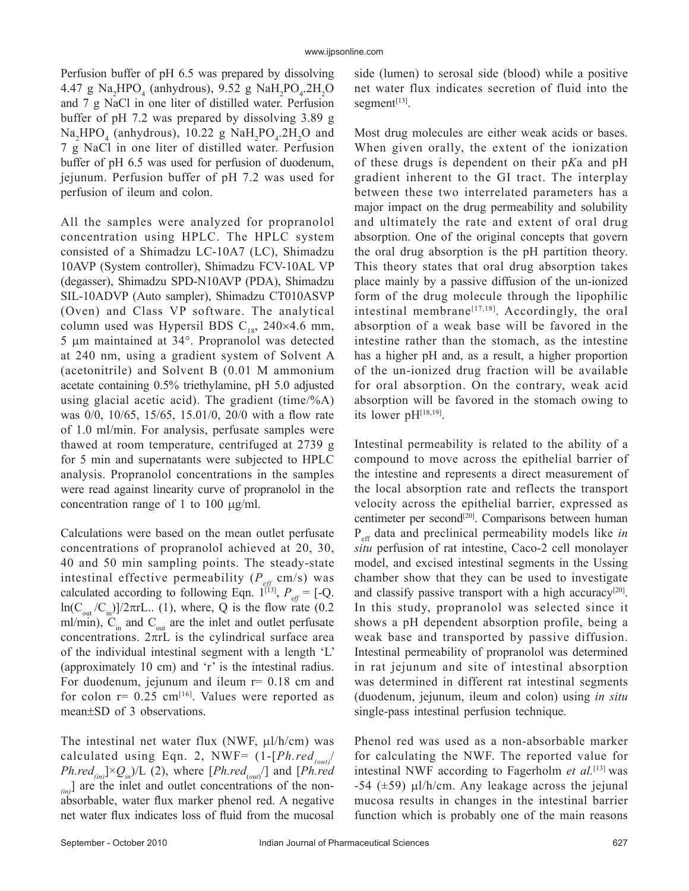Perfusion buffer of pH 6.5 was prepared by dissolving 4.47 g $Na_2HPO_4$ (anhydrous), 9.52 g $NaH_2PO_4.2H_2O$ and 7 g NaCl in one liter of distilled water. Perfusion buffer of pH 7.2 was prepared by dissolving 3.89 g $Na_2HPO_4$ (anhydrous), 10.22 g $NaH_2PO_4.2H_2O$ and 7 g NaCl in one liter of distilled water. Perfusion buffer of pH 6.5 was used for perfusion of duodenum, jejunum. Perfusion buffer of pH 7.2 was used for perfusion of ileum and colon.

All the samples were analyzed for propranolol concentration using HPLC. The HPLC system consisted of a Shimadzu LC-10A7 (LC), Shimadzu 10AVP (System controller), Shimadzu FCV-10AL VP (degasser), Shimadzu SPD-N10AVP (PDA), Shimadzu SIL-10ADVP (Auto sampler), Shimadzu CT010ASVP (Oven) and Class VP software. The analytical column used was Hypersil BDS $C_{18}$, 240×4.6 mm, 5 µm maintained at 34°. Propranolol was detected at 240 nm, using a gradient system of Solvent A (acetonitrile) and Solvent B (0.01 M ammonium acetate containing 0.5% triethylamine, pH 5.0 adjusted using glacial acetic acid). The gradient (time/%A) was 0/0, 10/65, 15/65, 15.01/0, 20/0 with a flow rate of 1.0 ml/min. For analysis, perfusate samples were thawed at room temperature, centrifuged at 2739 g for 5 min and supernatants were subjected to HPLC analysis. Propranolol concentrations in the samples were read against linearity curve of propranolol in the concentration range of 1 to 100 µg/ml.

Calculations were based on the mean outlet perfusate concentrations of propranolol achieved at 20, 30, 40 and 50 min sampling points. The steady-state intestinal effective permeability ($P_{eff}$ cm/s) was calculated according to following Eqn. 1[13], $P_{eff} = [-Q.\ln(C_{out}/C_{in})]/2\pi rL$.. (1), where, Q is the flow rate (0.2 ml/min), $C_{in}$ and $C_{out}$ are the inlet and outlet perfusate concentrations. $2\pi rL$ is the cylindrical surface area of the individual intestinal segment with a length 'L' (approximately 10 cm) and 'r' is the intestinal radius. For duodenum, jejunum and ileum r= 0.18 cm and for colon r= 0.25 cm[16]. Values were reported as mean±SD of 3 observations.

The intestinal net water flux (NWF, µl/h/cm) was calculated using Eqn. 2, NWF= $(1-[Ph.red_{(out)}/Ph.red_{(in)}]\times Q_{in})/L$ (2), where $[Ph.red_{(out)}/]$ and $[Ph.red_{(in)}]$ are the inlet and outlet concentrations of the non-absorbable, water flux marker phenol red. A negative net water flux indicates loss of fluid from the mucosal side (lumen) to serosal side (blood) while a positive net water flux indicates secretion of fluid into the segment[13].

Most drug molecules are either weak acids or bases. When given orally, the extent of the ionization of these drugs is dependent on their p*K*a and pH gradient inherent to the GI tract. The interplay between these two interrelated parameters has a major impact on the drug permeability and solubility and ultimately the rate and extent of oral drug absorption. One of the original concepts that govern the oral drug absorption is the pH partition theory. This theory states that oral drug absorption takes place mainly by a passive diffusion of the un-ionized form of the drug molecule through the lipophilic intestinal membrane[17,18]. Accordingly, the oral absorption of a weak base will be favored in the intestine rather than the stomach, as the intestine has a higher pH and, as a result, a higher proportion of the un-ionized drug fraction will be available for oral absorption. On the contrary, weak acid absorption will be favored in the stomach owing to its lower pH[18,19].

Intestinal permeability is related to the ability of a compound to move across the epithelial barrier of the intestine and represents a direct measurement of the local absorption rate and reflects the transport velocity across the epithelial barrier, expressed as centimeter per second[20]. Comparisons between human $P_{eff}$ data and preclinical permeability models like *in situ* perfusion of rat intestine, Caco-2 cell monolayer model, and excised intestinal segments in the Ussing chamber show that they can be used to investigate and classify passive transport with a high accuracy[20]. In this study, propranolol was selected since it shows a pH dependent absorption profile, being a weak base and transported by passive diffusion. Intestinal permeability of propranolol was determined in rat jejunum and site of intestinal absorption was determined in different rat intestinal segments (duodenum, jejunum, ileum and colon) using *in situ* single-pass intestinal perfusion technique.

Phenol red was used as a non-absorbable marker for calculating the NWF. The reported value for intestinal NWF according to Fagerholm *et al.*[13] was -54 (±59) µl/h/cm. Any leakage across the jejunal mucosa results in changes in the intestinal barrier function which is probably one of the main reasons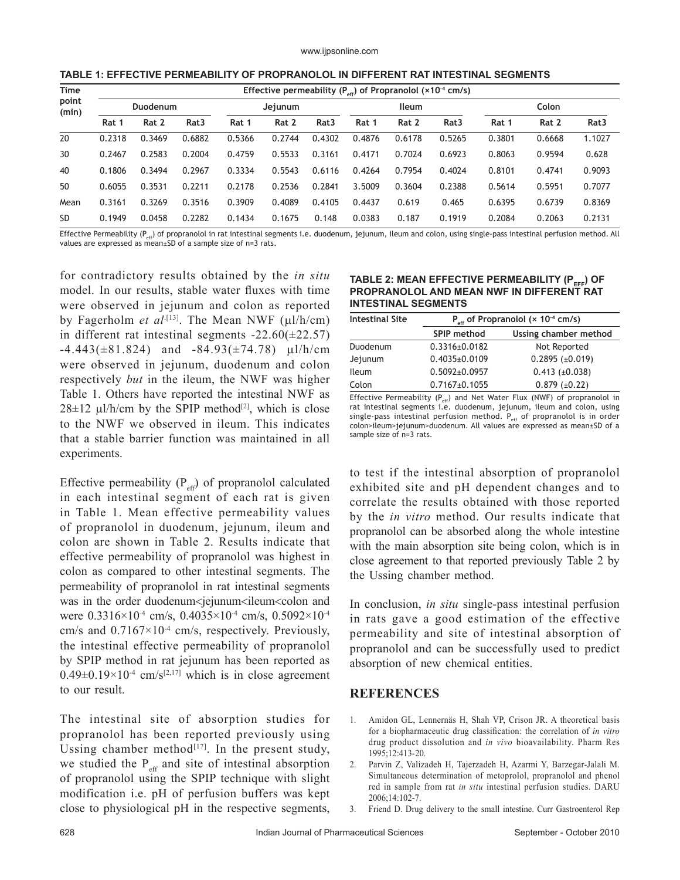**TABLE 1: EFFECTIVE PERMEABILITY OF PROPRANOLOL IN DIFFERENT RAT INTESTINAL SEGMENTS**

| Time point (min) | Effective permeability ($P_{eff}$) of Propranolol ($\times10^{-4}$ cm/s) | | | | | | | | | | | |
|---|---|---|---|---|---|---|---|---|---|---|---|---|
| | Duodenum | | | Jejunum | | | Ileum | | | Colon | | |
| | Rat 1 | Rat 2 | Rat3 | Rat 1 | Rat 2 | Rat3 | Rat 1 | Rat 2 | Rat3 | Rat 1 | Rat 2 | Rat3 |
| 20 | 0.2318 | 0.3469 | 0.6882 | 0.5366 | 0.2744 | 0.4302 | 0.4876 | 0.6178 | 0.5265 | 0.3801 | 0.6668 | 1.1027 |
| 30 | 0.2467 | 0.2583 | 0.2004 | 0.4759 | 0.5533 | 0.3161 | 0.4171 | 0.7024 | 0.6923 | 0.8063 | 0.9594 | 0.628 |
| 40 | 0.1806 | 0.3494 | 0.2967 | 0.3334 | 0.5543 | 0.6116 | 0.4264 | 0.7954 | 0.4024 | 0.8101 | 0.4741 | 0.9093 |
| 50 | 0.6055 | 0.3531 | 0.2211 | 0.2178 | 0.2536 | 0.2841 | 3.5009 | 0.3604 | 0.2388 | 0.5614 | 0.5951 | 0.7077 |
| Mean | 0.3161 | 0.3269 | 0.3516 | 0.3909 | 0.4089 | 0.4105 | 0.4437 | 0.619 | 0.465 | 0.6395 | 0.6739 | 0.8369 |
| SD | 0.1949 | 0.0458 | 0.2282 | 0.1434 | 0.1675 | 0.148 | 0.0383 | 0.187 | 0.1919 | 0.2084 | 0.2063 | 0.2131 |

Effective Permeability ($P_{eff}$) of propranolol in rat intestinal segments i.e. duodenum, jejunum, ileum and colon, using single-pass intestinal perfusion method. All values are expressed as mean±SD of a sample size of n=3 rats.

for contradictory results obtained by the *in situ* model. In our results, stable water fluxes with time were observed in jejunum and colon as reported by Fagerholm *et al*.[13]. The Mean NWF (µl/h/cm) in different rat intestinal segments -22.60(±22.57) -4.443(±81.824) and -84.93(±74.78) µl/h/cm were observed in jejunum, duodenum and colon respectively *but* in the ileum, the NWF was higher Table 1. Others have reported the intestinal NWF as 28±12 µl/h/cm by the SPIP method[2], which is close to the NWF we observed in ileum. This indicates that a stable barrier function was maintained in all experiments.

Effective permeability ($P_{eff}$) of propranolol calculated in each intestinal segment of each rat is given in Table 1. Mean effective permeability values of propranolol in duodenum, jejunum, ileum and colon are shown in Table 2. Results indicate that effective permeability of propranolol was highest in colon as compared to other intestinal segments. The permeability of propranolol in rat intestinal segments was in the order duodenum<jejunum<ileum<colon and were $0.3316\times10^{-4}$ cm/s, $0.4035\times10^{-4}$ cm/s, $0.5092\times10^{-4}$ cm/s and $0.7167\times10^{-4}$ cm/s, respectively. Previously, the intestinal effective permeability of propranolol by SPIP method in rat jejunum has been reported as $0.49\pm0.19\times10^{-4}$ cm/s[2,17] which is in close agreement to our result.

The intestinal site of absorption studies for propranolol has been reported previously using Ussing chamber method[17]. In the present study, we studied the $P_{eff}$ and site of intestinal absorption of propranolol using the SPIP technique with slight modification i.e. pH of perfusion buffers was kept close to physiological pH in the respective segments, to test if the intestinal absorption of propranolol exhibited site and pH dependent changes and to correlate the results obtained with those reported by the *in vitro* method. Our results indicate that propranolol can be absorbed along the whole intestine with the main absorption site being colon, which is in close agreement to that reported previously Table 2 by the Ussing chamber method.

**TABLE 2: MEAN EFFECTIVE PERMEABILITY ($P_{EFF}$) OF PROPRANOLOL AND MEAN NWF IN DIFFERENT RAT INTESTINAL SEGMENTS**

| Intestinal Site | $P_{eff}$ of Propranolol ($\times$ $10^{-4}$ cm/s) | |
|---|---|---|
| | SPIP method | Using chamber method |
| Duodenum | 0.3316±0.0182 | Not Reported |
| Jejunum | 0.4035±0.0109 | 0.2895 (±0.019) |
| Ileum | 0.5092±0.0957 | 0.413 (±0.038) |
| Colon | 0.7167±0.1055 | 0.879 (±0.22) |

Effective Permeability ($P_{eff}$) and Net Water Flux (NWF) of propranolol in rat intestinal segments i.e. duodenum, jejunum, ileum and colon, using single-pass intestinal perfusion method. $P_{eff}$ of propranolol is in order colon>ileum>jejunum>duodenum. All values are expressed as mean±SD of a sample size of n=3 rats.

In conclusion, *in situ* single-pass intestinal perfusion in rats gave a good estimation of the effective permeability and site of intestinal absorption of propranolol and can be successfully used to predict absorption of new chemical entities.

## REFERENCES

1. Amidon GL, Lennernäs H, Shah VP, Crison JR. A theoretical basis for a biopharmaceutic drug classification: the correlation of *in vitro* drug product dissolution and *in vivo* bioavailability. Pharm Res 1995;12:413-20.
2. Parvin Z, Valizadeh H, Tajerzadeh H, Azarmi Y, Barzegar-Jalali M. Simultaneous determination of metoprolol, propranolol and phenol red in sample from rat *in situ* intestinal perfusion studies. DARU 2006;14:102-7.
3. Friend D. Drug delivery to the small intestine. Curr Gastroenterol Rep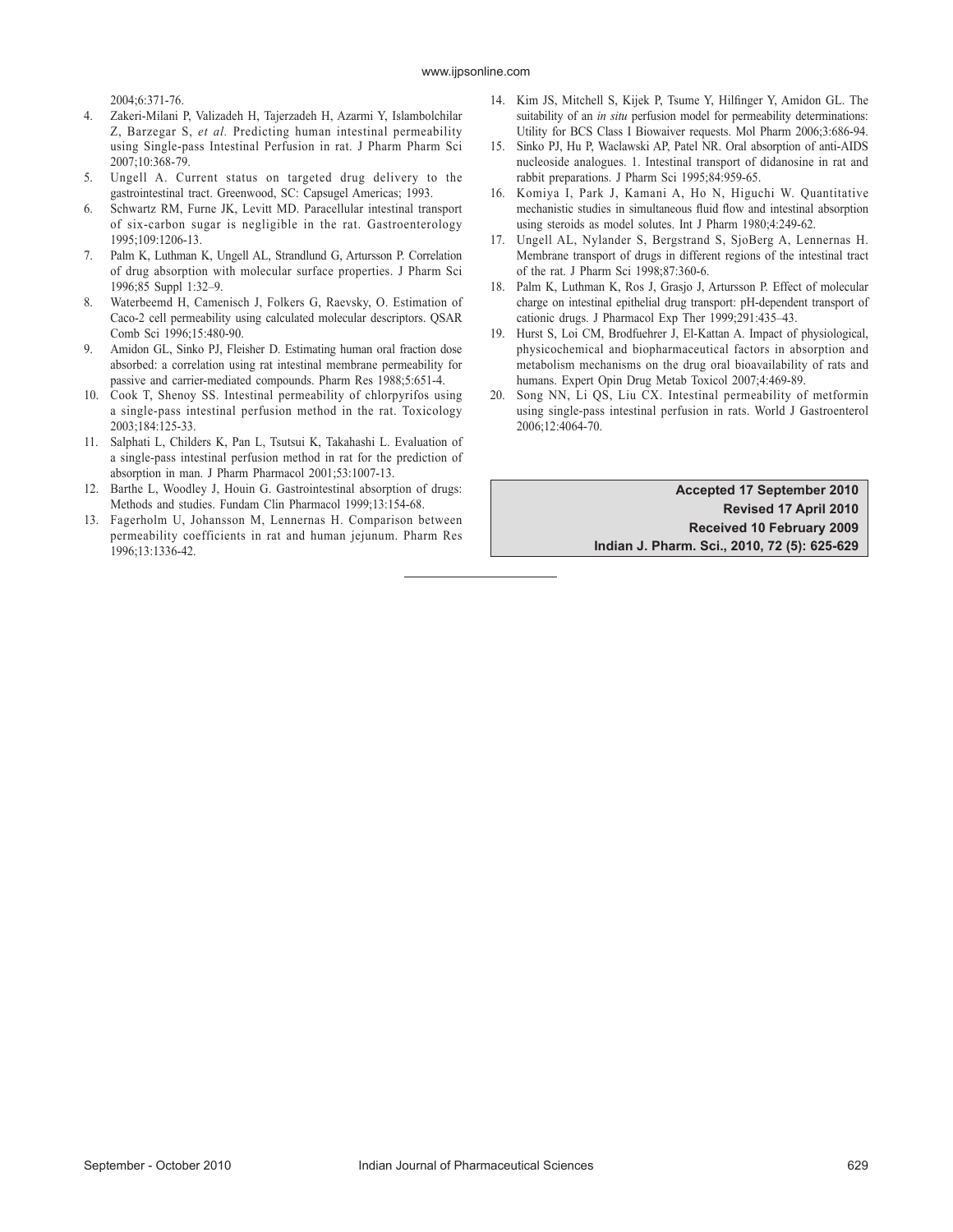2004;6:371-76.

4. Zakeri-Milani P, Valizadeh H, Tajerzadeh H, Azarmi Y, Islambolchilar Z, Barzegar S, *et al.* Predicting human intestinal permeability using Single-pass Intestinal Perfusion in rat. J Pharm Pharm Sci 2007;10:368-79.
5. Ungell A. Current status on targeted drug delivery to the gastrointestinal tract. Greenwood, SC: Capsugel Americas; 1993.
6. Schwartz RM, Furne JK, Levitt MD. Paracellular intestinal transport of six-carbon sugar is negligible in the rat. Gastroenterology 1995;109:1206-13.
7. Palm K, Luthman K, Ungell AL, Strandlund G, Artursson P. Correlation of drug absorption with molecular surface properties. J Pharm Sci 1996;85 Suppl 1:32–9.
8. Waterbeemd H, Camenisch J, Folkers G, Raevsky, O. Estimation of Caco-2 cell permeability using calculated molecular descriptors. QSAR Comb Sci 1996;15:480-90.
9. Amidon GL, Sinko PJ, Fleisher D. Estimating human oral fraction dose absorbed: a correlation using rat intestinal membrane permeability for passive and carrier-mediated compounds. Pharm Res 1988;5:651-4.
10. Cook T, Shenoy SS. Intestinal permeability of chlorpyrifos using a single-pass intestinal perfusion method in the rat. Toxicology 2003;184:125-33.
11. Salphati L, Childers K, Pan L, Tsutsui K, Takahashi L. Evaluation of a single-pass intestinal perfusion method in rat for the prediction of absorption in man. J Pharm Pharmacol 2001;53:1007-13.
12. Barthe L, Woodley J, Houin G. Gastrointestinal absorption of drugs: Methods and studies. Fundam Clin Pharmacol 1999;13:154-68.
13. Fagerholm U, Johansson M, Lennernas H. Comparison between permeability coefficients in rat and human jejunum. Pharm Res 1996;13:1336-42.
14. Kim JS, Mitchell S, Kijek P, Tsume Y, Hilfinger Y, Amidon GL. The suitability of an *in situ* perfusion model for permeability determinations: Utility for BCS Class I Biowaiver requests. Mol Pharm 2006;3:686-94.
15. Sinko PJ, Hu P, Waclawski AP, Patel NR. Oral absorption of anti-AIDS nucleoside analogues. 1. Intestinal transport of didanosine in rat and rabbit preparations. J Pharm Sci 1995;84:959-65.
16. Komiya I, Park J, Kamani A, Ho N, Higuchi W. Quantitative mechanistic studies in simultaneous fluid flow and intestinal absorption using steroids as model solutes. Int J Pharm 1980;4:249-62.
17. Ungell AL, Nylander S, Bergstrand S, SjoBerg A, Lennernas H. Membrane transport of drugs in different regions of the intestinal tract of the rat. J Pharm Sci 1998;87:360-6.
18. Palm K, Luthman K, Ros J, Grasjo J, Artursson P. Effect of molecular charge on intestinal epithelial drug transport: pH-dependent transport of cationic drugs. J Pharmacol Exp Ther 1999;291:435–43.
19. Hurst S, Loi CM, Brodfuehrer J, El-Kattan A. Impact of physiological, physicochemical and biopharmaceutical factors in absorption and metabolism mechanisms on the drug oral bioavailability of rats and humans. Expert Opin Drug Metab Toxicol 2007;4:469-89.
20. Song NN, Li QS, Liu CX. Intestinal permeability of metformin using single-pass intestinal perfusion in rats. World J Gastroenterol 2006;12:4064-70.

**Accepted 17 September 2010**
**Revised 17 April 2010**
**Received 10 February 2009**
**Indian J. Pharm. Sci., 2010, 72 (5): 625-629**